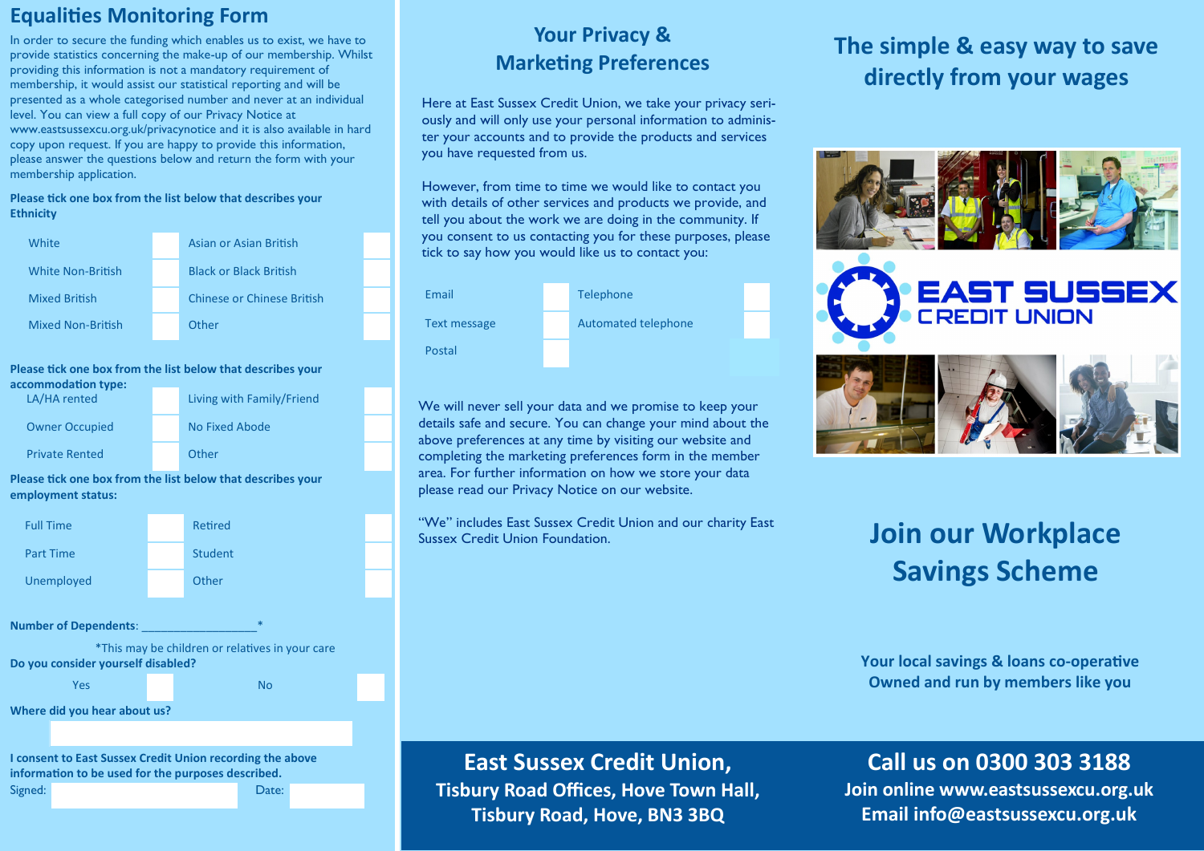## Equalities Monitoring Form

In order to secure the funding which enables us to exist, we have to provide statistics concerning the make-up of our membership. Whilst providing this information is not a mandatory requirement of membership, it would assist our statistical reporting and will be presented as a whole categorised number and never at an individual level. You can view a full copy of our Privacy Notice at www.eastsussexcu.org.uk/privacynotice and it is also available in hard copy upon request. If you are happy to provide this information, please answer the questions below and return the form with your membership application.

**Please tick one box from the list below that describes your Ethnicity**

| | | | |
|---|---|---|---|
| White | | Asian or Asian British | |
| White Non-British | | Black or Black British | |
| Mixed British | | Chinese or Chinese British | |
| Mixed Non-British | | Other | |

**Please tick one box from the list below that describes your accommodation type:**

| | | | |
|---|---|---|---|
| LA/HA rented | | Living with Family/Friend | |
| Owner Occupied | | No Fixed Abode | |
| Private Rented | | Other | |

**Please tick one box from the list below that describes your employment status:**

| | | | |
|---|---|---|---|
| Full Time | | Retired | |
| Part Time | | Student | |
| Unemployed | | Other | |

**Number of Dependents**: __________________*

*This may be children or relatives in your care

**Do you consider yourself disabled?**

| | | | |
|---|---|---|---|
| Yes | | No | |

**Where did you hear about us?**

**I consent to East Sussex Credit Union recording the above information to be used for the purposes described.**

Signed: Date:

## Your Privacy & Marketing Preferences

Here at East Sussex Credit Union, we take your privacy seriously and will only use your personal information to administer your accounts and to provide the products and services you have requested from us.

However, from time to time we would like to contact you with details of other services and products we provide, and tell you about the work we are doing in the community. If you consent to us contacting you for these purposes, please tick to say how you would like us to contact you:

| | | | |
|---|---|---|---|
| Email | | Telephone | |
| Text message | | Automated telephone | |
| Postal | | | |

We will never sell your data and we promise to keep your details safe and secure. You can change your mind about the above preferences at any time by visiting our website and completing the marketing preferences form in the member area. For further information on how we store your data please read our Privacy Notice on our website.

"We" includes East Sussex Credit Union and our charity East Sussex Credit Union Foundation.

**East Sussex Credit Union,**
**Tisbury Road Offices, Hove Town Hall,**
**Tisbury Road, Hove, BN3 3BQ**

## The simple & easy way to save directly from your wages

EAST SUSSEX CREDIT UNION

# Join our Workplace Savings Scheme

**Your local savings & loans co-operative**
**Owned and run by members like you**

**Call us on 0300 303 3188**
**Join online www.eastsussexcu.org.uk**
**Email info@eastsussexcu.org.uk**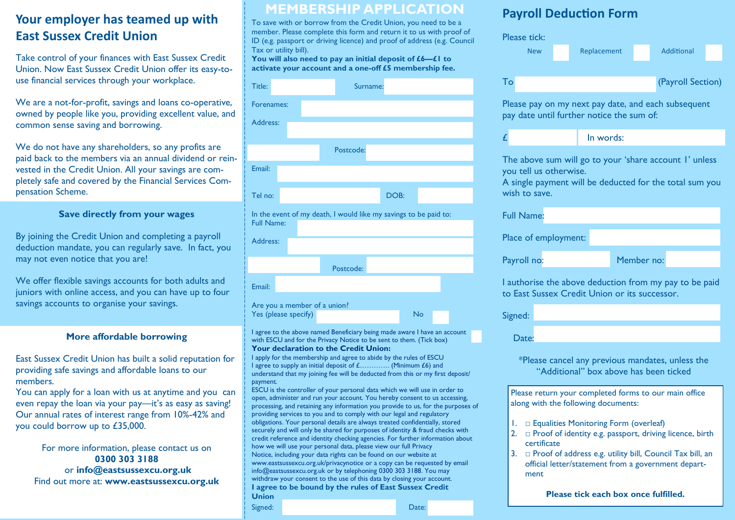## Your employer has teamed up with East Sussex Credit Union

Take control of your finances with East Sussex Credit Union. Now East Sussex Credit Union offer its easy-to-use financial services through your workplace.

We are a not-for-profit, savings and loans co-operative, owned by people like you, providing excellent value, and common sense saving and borrowing.

We do not have any shareholders, so any profits are paid back to the members via an annual dividend or reinvested in the Credit Union. All your savings are completely safe and covered by the Financial Services Compensation Scheme.

### Save directly from your wages

By joining the Credit Union and completing a payroll deduction mandate, you can regularly save. In fact, you may not even notice that you are!

We offer flexible savings accounts for both adults and juniors with online access, and you can have up to four savings accounts to organise your savings.

### More affordable borrowing

East Sussex Credit Union has built a solid reputation for providing safe savings and affordable loans to our members.

You can apply for a loan with us at anytime and you can even repay the loan via your pay—it's as easy as saving! Our annual rates of interest range from 10%-42% and you could borrow up to £35,000.

For more information, please contact us on **0300 303 3188** or **info@eastsussexcu.org.uk**
Find out more at: **www.eastsussexcu.org.uk**

## MEMBERSHIP APPLICATION

To save with or borrow from the Credit Union, you need to be a member. Please complete this form and return it to us with proof of ID (e.g. passport or driving licence) and proof of address (e.g. Council Tax or utility bill).

**You will also need to pay an initial deposit of £6—£1 to activate your account and a one-off £5 membership fee.**

Title: Surname:

Forenames:

Address:

Postcode:

Email:

Tel no: DOB:

In the event of my death, I would like my savings to be paid to:

Full Name:

Address:

Postcode:

Email:

Are you a member of a union?
Yes (please specify) No

I agree to the above named Beneficiary being made aware I have an account with ESCU and for the Privacy Notice to be sent to them. (Tick box)

**Your declaration to the Credit Union:**

I apply for the membership and agree to abide by the rules of ESCU

I agree to supply an initial deposit of £…………. (Minimum £6) and understand that my joining fee will be deducted from this or my first deposit/payment.

ESCU is the controller of your personal data which we will use in order to open, administer and run your account. You hereby consent to us accessing, processing, and retaining any information you provide to us, for the purposes of providing services to you and to comply with our legal and regulatory obligations. Your personal details are always treated confidentially, stored securely and will only be shared for purposes of identity & fraud checks with credit reference and identity checking agencies. For further information about how we will use your personal data, please view our full Privacy Notice, including your data rights can be found on our website at www.eastsussexcu.org.uk/privacynotice or a copy can be requested by email info@eastsussexcu.org.uk or by telephoning 0300 303 3188. You may withdraw your consent to the use of this data by closing your account.

**I agree to be bound by the rules of East Sussex Credit Union**

Signed: Date:

## Payroll Deduction Form

Please tick:
New Replacement Additional

To (Payroll Section)

Please pay on my next pay date, and each subsequent pay date until further notice the sum of:

£ In words:

The above sum will go to your 'share account 1' unless you tell us otherwise.
A single payment will be deducted for the total sum you wish to save.

Full Name:

Place of employment:

Payroll no: Member no:

I authorise the above deduction from my pay to be paid to East Sussex Credit Union or its successor.

Signed:

Date:

*Please cancel any previous mandates, unless the "Additional" box above has been ticked

Please return your completed forms to our main office along with the following documents:

1. □ Equalities Monitoring Form (overleaf)
2. □ Proof of identity e.g. passport, driving licence, birth certificate
3. □ Proof of address e.g. utility bill, Council Tax bill, an official letter/statement from a government department

**Please tick each box once fulfilled.**